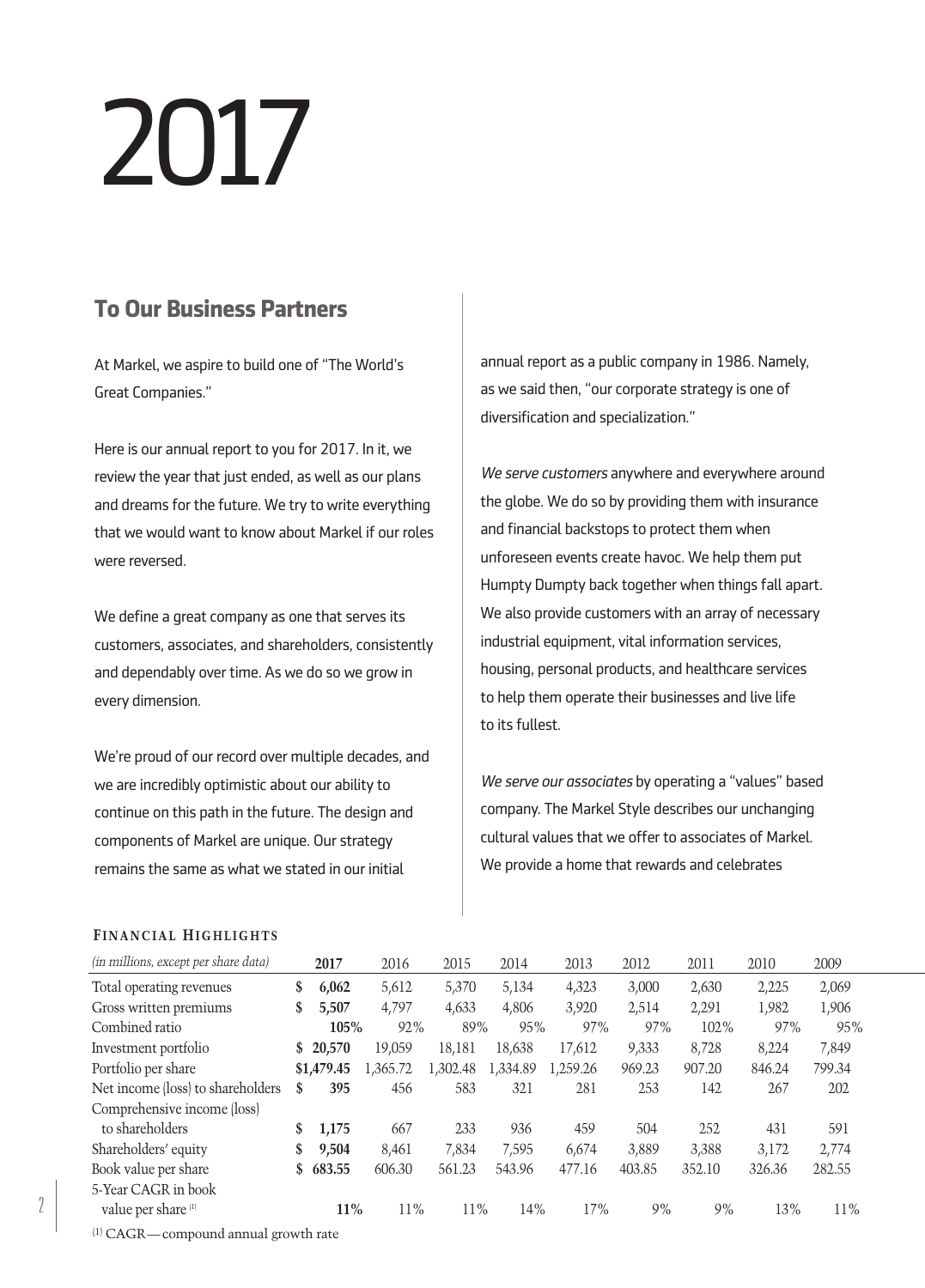# 2017

## To Our Business Partners

At Markel, we aspire to build one of "The World's Great Companies."

Here is our annual report to you for 2017. In it, we review the year that just ended, as well as our plans and dreams for the future. We try to write everything that we would want to know about Markel if our roles were reversed.

We define a great company as one that serves its customers, associates, and shareholders, consistently and dependably over time. As we do so we grow in every dimension.

We're proud of our record over multiple decades, and we are incredibly optimistic about our ability to continue on this path in the future. The design and components of Markel are unique. Our strategy remains the same as what we stated in our initial annual report as a public company in 1986. Namely, as we said then, "our corporate strategy is one of diversification and specialization."

*We serve customers* anywhere and everywhere around the globe. We do so by providing them with insurance and financial backstops to protect them when unforeseen events create havoc. We help them put Humpty Dumpty back together when things fall apart. We also provide customers with an array of necessary industrial equipment, vital information services, housing, personal products, and healthcare services to help them operate their businesses and live life to its fullest.

*We serve our associates* by operating a "values" based company. The Markel Style describes our unchanging cultural values that we offer to associates of Markel. We provide a home that rewards and celebrates

### Financial Highlights

| *(in millions, except per share data)* | **2017** | 2016 | 2015 | 2014 | 2013 | 2012 | 2011 | 2010 | 2009 |
|---|---|---|---|---|---|---|---|---|---|
| Total operating revenues | **$ 6,062** | 5,612 | 5,370 | 5,134 | 4,323 | 3,000 | 2,630 | 2,225 | 2,069 |
| Gross written premiums | **$ 5,507** | 4,797 | 4,633 | 4,806 | 3,920 | 2,514 | 2,291 | 1,982 | 1,906 |
| Combined ratio | **105%** | 92% | 89% | 95% | 97% | 97% | 102% | 97% | 95% |
| Investment portfolio | **$ 20,570** | 19,059 | 18,181 | 18,638 | 17,612 | 9,333 | 8,728 | 8,224 | 7,849 |
| Portfolio per share | **$1,479.45** | 1,365.72 | 1,302.48 | 1,334.89 | 1,259.26 | 969.23 | 907.20 | 846.24 | 799.34 |
| Net income (loss) to shareholders | **$ 395** | 456 | 583 | 321 | 281 | 253 | 142 | 267 | 202 |
| Comprehensive income (loss) to shareholders | **$ 1,175** | 667 | 233 | 936 | 459 | 504 | 252 | 431 | 591 |
| Shareholders' equity | **$ 9,504** | 8,461 | 7,834 | 7,595 | 6,674 | 3,889 | 3,388 | 3,172 | 2,774 |
| Book value per share | **$ 683.55** | 606.30 | 561.23 | 543.96 | 477.16 | 403.85 | 352.10 | 326.36 | 282.55 |
| 5-Year CAGR in book value per share [1] | **11%** | 11% | 11% | 14% | 17% | 9% | 9% | 13% | 11% |

[1] CAGR—compound annual growth rate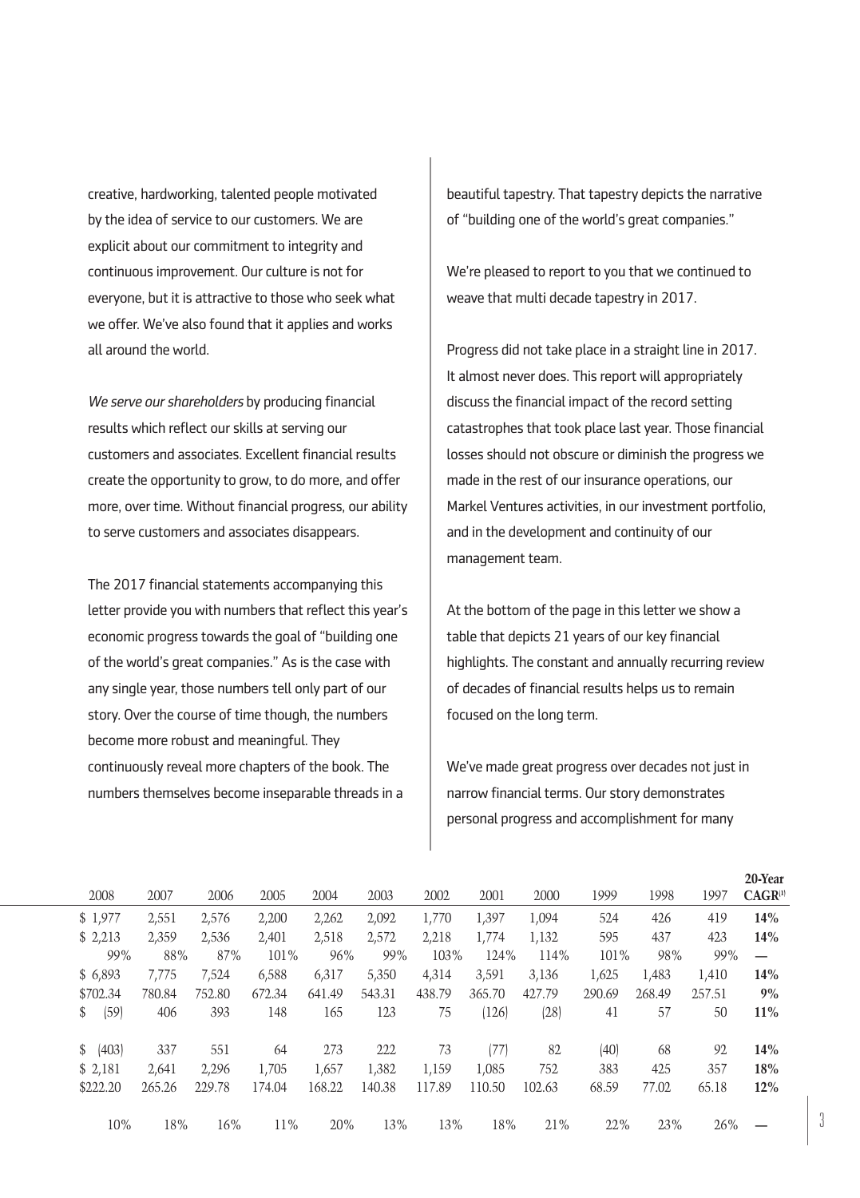creative, hardworking, talented people motivated by the idea of service to our customers. We are explicit about our commitment to integrity and continuous improvement. Our culture is not for everyone, but it is attractive to those who seek what we offer. We've also found that it applies and works all around the world.

*We serve our shareholders* by producing financial results which reflect our skills at serving our customers and associates. Excellent financial results create the opportunity to grow, to do more, and offer more, over time. Without financial progress, our ability to serve customers and associates disappears.

The 2017 financial statements accompanying this letter provide you with numbers that reflect this year's economic progress towards the goal of "building one of the world's great companies." As is the case with any single year, those numbers tell only part of our story. Over the course of time though, the numbers become more robust and meaningful. They continuously reveal more chapters of the book. The numbers themselves become inseparable threads in a beautiful tapestry. That tapestry depicts the narrative of "building one of the world's great companies."

We're pleased to report to you that we continued to weave that multi decade tapestry in 2017.

Progress did not take place in a straight line in 2017. It almost never does. This report will appropriately discuss the financial impact of the record setting catastrophes that took place last year. Those financial losses should not obscure or diminish the progress we made in the rest of our insurance operations, our Markel Ventures activities, in our investment portfolio, and in the development and continuity of our management team.

At the bottom of the page in this letter we show a table that depicts 21 years of our key financial highlights. The constant and annually recurring review of decades of financial results helps us to remain focused on the long term.

We've made great progress over decades not just in narrow financial terms. Our story demonstrates personal progress and accomplishment for many

| 2008 | 2007 | 2006 | 2005 | 2004 | 2003 | 2002 | 2001 | 2000 | 1999 | 1998 | 1997 | **20-Year CAGR[(1)]** |
|---|---|---|---|---|---|---|---|---|---|---|---|---|
| $ 1,977 | 2,551 | 2,576 | 2,200 | 2,262 | 2,092 | 1,770 | 1,397 | 1,094 | 524 | 426 | 419 | **14%** |
| $ 2,213 | 2,359 | 2,536 | 2,401 | 2,518 | 2,572 | 2,218 | 1,774 | 1,132 | 595 | 437 | 423 | **14%** |
| 99% | 88% | 87% | 101% | 96% | 99% | 103% | 124% | 114% | 101% | 98% | 99% | **—** |
| $ 6,893 | 7,775 | 7,524 | 6,588 | 6,317 | 5,350 | 4,314 | 3,591 | 3,136 | 1,625 | 1,483 | 1,410 | **14%** |
| $702.34 | 780.84 | 752.80 | 672.34 | 641.49 | 543.31 | 438.79 | 365.70 | 427.79 | 290.69 | 268.49 | 257.51 | **9%** |
| $ (59) | 406 | 393 | 148 | 165 | 123 | 75 | (126) | (28) | 41 | 57 | 50 | **11%** |
| $ (403) | 337 | 551 | 64 | 273 | 222 | 73 | (77) | 82 | (40) | 68 | 92 | **14%** |
| $ 2,181 | 2,641 | 2,296 | 1,705 | 1,657 | 1,382 | 1,159 | 1,085 | 752 | 383 | 425 | 357 | **18%** |
| $222.20 | 265.26 | 229.78 | 174.04 | 168.22 | 140.38 | 117.89 | 110.50 | 102.63 | 68.59 | 77.02 | 65.18 | **12%** |
| 10% | 18% | 16% | 11% | 20% | 13% | 13% | 18% | 21% | 22% | 23% | 26% | **—** |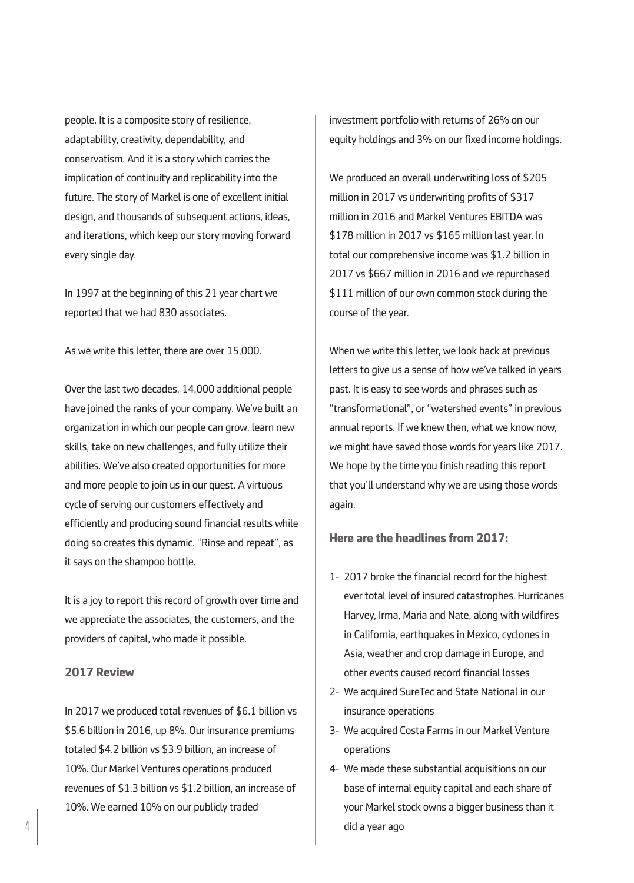people. It is a composite story of resilience, adaptability, creativity, dependability, and conservatism. And it is a story which carries the implication of continuity and replicability into the future. The story of Markel is one of excellent initial design, and thousands of subsequent actions, ideas, and iterations, which keep our story moving forward every single day.

In 1997 at the beginning of this 21 year chart we reported that we had 830 associates.

As we write this letter, there are over 15,000.

Over the last two decades, 14,000 additional people have joined the ranks of your company. We've built an organization in which our people can grow, learn new skills, take on new challenges, and fully utilize their abilities. We've also created opportunities for more and more people to join us in our quest. A virtuous cycle of serving our customers effectively and efficiently and producing sound financial results while doing so creates this dynamic. "Rinse and repeat", as it says on the shampoo bottle.

It is a joy to report this record of growth over time and we appreciate the associates, the customers, and the providers of capital, who made it possible.

### 2017 Review

In 2017 we produced total revenues of $6.1 billion vs $5.6 billion in 2016, up 8%. Our insurance premiums totaled $4.2 billion vs $3.9 billion, an increase of 10%. Our Markel Ventures operations produced revenues of $1.3 billion vs $1.2 billion, an increase of 10%. We earned 10% on our publicly traded investment portfolio with returns of 26% on our equity holdings and 3% on our fixed income holdings.

We produced an overall underwriting loss of $205 million in 2017 vs underwriting profits of $317 million in 2016 and Markel Ventures EBITDA was $178 million in 2017 vs $165 million last year. In total our comprehensive income was $1.2 billion in 2017 vs $667 million in 2016 and we repurchased $111 million of our own common stock during the course of the year.

When we write this letter, we look back at previous letters to give us a sense of how we've talked in years past. It is easy to see words and phrases such as "transformational", or "watershed events" in previous annual reports. If we knew then, what we know now, we might have saved those words for years like 2017. We hope by the time you finish reading this report that you'll understand why we are using those words again.

### Here are the headlines from 2017:

1- 2017 broke the financial record for the highest ever total level of insured catastrophes. Hurricanes Harvey, Irma, Maria and Nate, along with wildfires in California, earthquakes in Mexico, cyclones in Asia, weather and crop damage in Europe, and other events caused record financial losses

2- We acquired SureTec and State National in our insurance operations

3- We acquired Costa Farms in our Markel Venture operations

4- We made these substantial acquisitions on our base of internal equity capital and each share of your Markel stock owns a bigger business than it did a year ago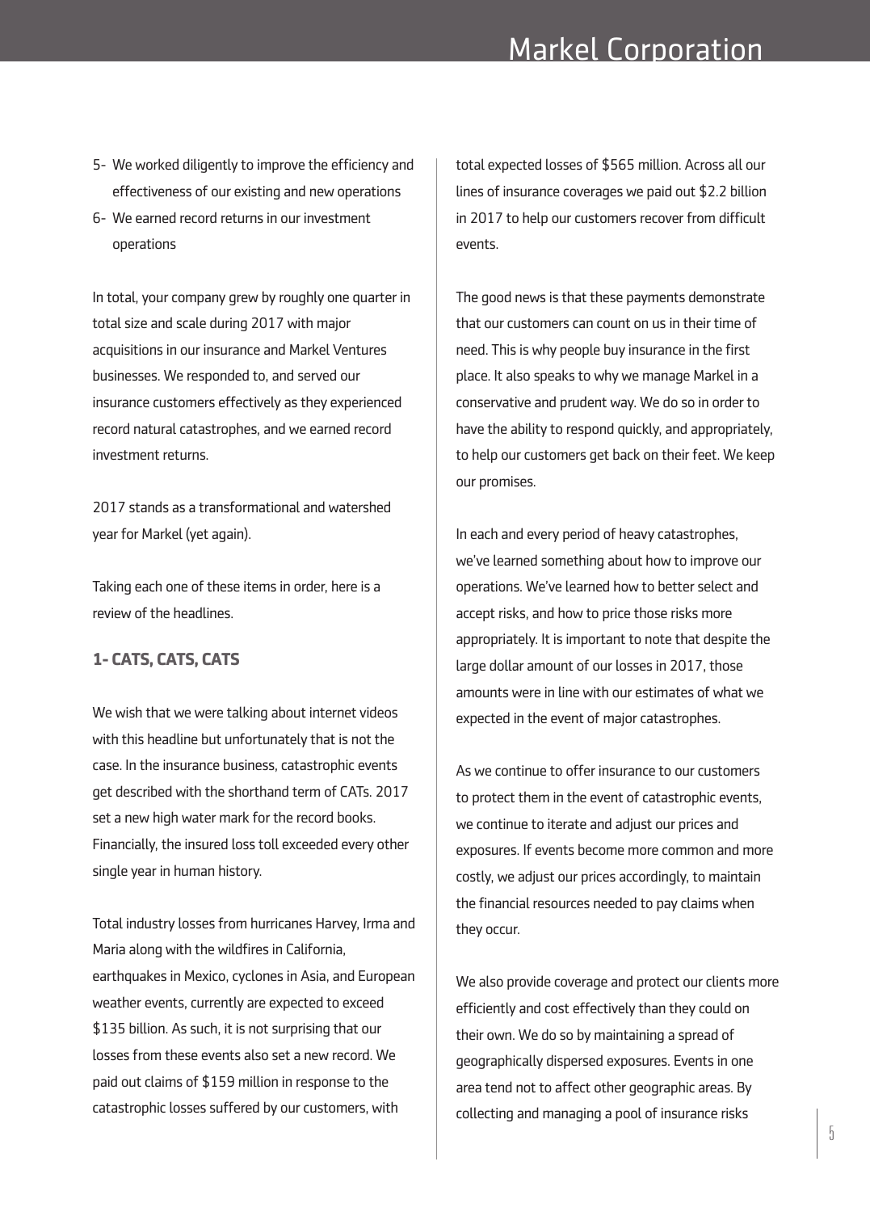5- We worked diligently to improve the efficiency and effectiveness of our existing and new operations
6- We earned record returns in our investment operations

In total, your company grew by roughly one quarter in total size and scale during 2017 with major acquisitions in our insurance and Markel Ventures businesses. We responded to, and served our insurance customers effectively as they experienced record natural catastrophes, and we earned record investment returns.

2017 stands as a transformational and watershed year for Markel (yet again).

Taking each one of these items in order, here is a review of the headlines.

### 1- CATS, CATS, CATS

We wish that we were talking about internet videos with this headline but unfortunately that is not the case. In the insurance business, catastrophic events get described with the shorthand term of CATs. 2017 set a new high water mark for the record books. Financially, the insured loss toll exceeded every other single year in human history.

Total industry losses from hurricanes Harvey, Irma and Maria along with the wildfires in California, earthquakes in Mexico, cyclones in Asia, and European weather events, currently are expected to exceed $135 billion. As such, it is not surprising that our losses from these events also set a new record. We paid out claims of $159 million in response to the catastrophic losses suffered by our customers, with total expected losses of $565 million. Across all our lines of insurance coverages we paid out $2.2 billion in 2017 to help our customers recover from difficult events.

The good news is that these payments demonstrate that our customers can count on us in their time of need. This is why people buy insurance in the first place. It also speaks to why we manage Markel in a conservative and prudent way. We do so in order to have the ability to respond quickly, and appropriately, to help our customers get back on their feet. We keep our promises.

In each and every period of heavy catastrophes, we've learned something about how to improve our operations. We've learned how to better select and accept risks, and how to price those risks more appropriately. It is important to note that despite the large dollar amount of our losses in 2017, those amounts were in line with our estimates of what we expected in the event of major catastrophes.

As we continue to offer insurance to our customers to protect them in the event of catastrophic events, we continue to iterate and adjust our prices and exposures. If events become more common and more costly, we adjust our prices accordingly, to maintain the financial resources needed to pay claims when they occur.

We also provide coverage and protect our clients more efficiently and cost effectively than they could on their own. We do so by maintaining a spread of geographically dispersed exposures. Events in one area tend not to affect other geographic areas. By collecting and managing a pool of insurance risks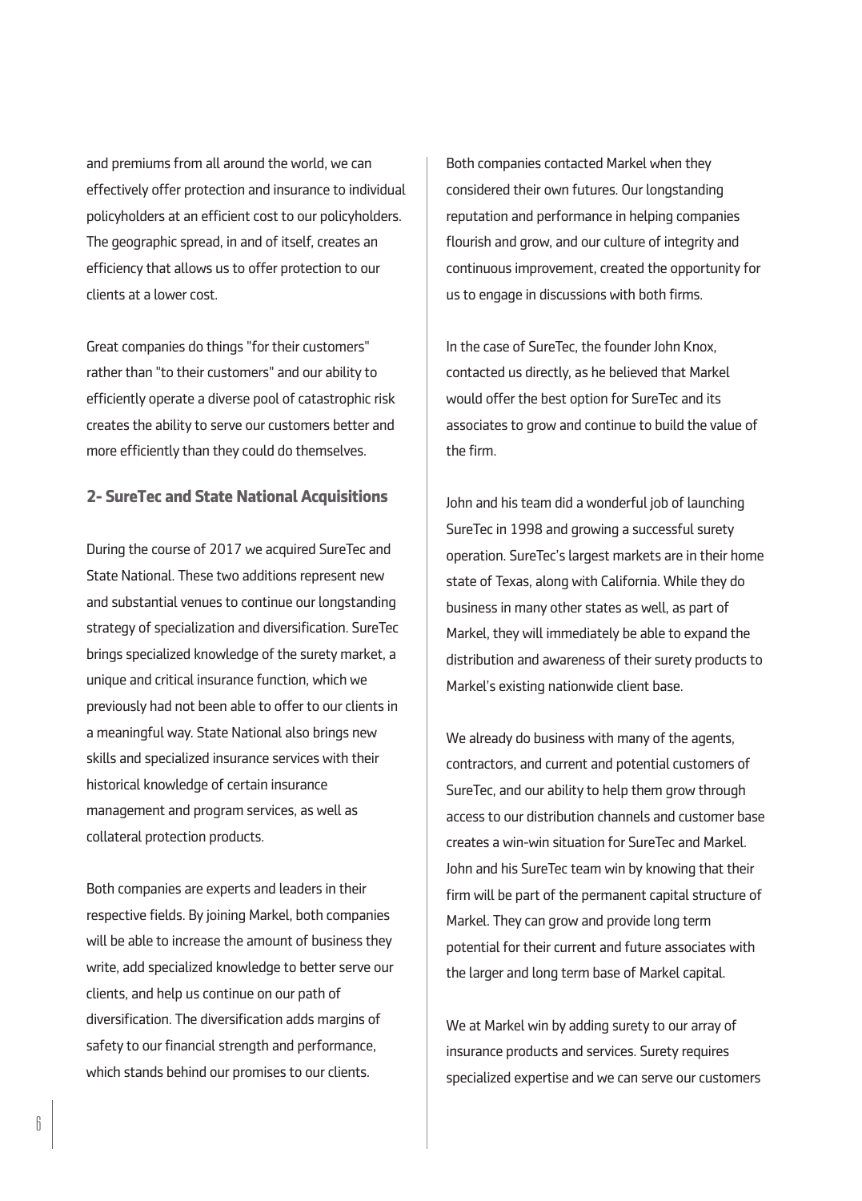and premiums from all around the world, we can effectively offer protection and insurance to individual policyholders at an efficient cost to our policyholders. The geographic spread, in and of itself, creates an efficiency that allows us to offer protection to our clients at a lower cost.

Great companies do things "for their customers" rather than "to their customers" and our ability to efficiently operate a diverse pool of catastrophic risk creates the ability to serve our customers better and more efficiently than they could do themselves.

### 2- SureTec and State National Acquisitions

During the course of 2017 we acquired SureTec and State National. These two additions represent new and substantial venues to continue our longstanding strategy of specialization and diversification. SureTec brings specialized knowledge of the surety market, a unique and critical insurance function, which we previously had not been able to offer to our clients in a meaningful way. State National also brings new skills and specialized insurance services with their historical knowledge of certain insurance management and program services, as well as collateral protection products.

Both companies are experts and leaders in their respective fields. By joining Markel, both companies will be able to increase the amount of business they write, add specialized knowledge to better serve our clients, and help us continue on our path of diversification. The diversification adds margins of safety to our financial strength and performance, which stands behind our promises to our clients.

Both companies contacted Markel when they considered their own futures. Our longstanding reputation and performance in helping companies flourish and grow, and our culture of integrity and continuous improvement, created the opportunity for us to engage in discussions with both firms.

In the case of SureTec, the founder John Knox, contacted us directly, as he believed that Markel would offer the best option for SureTec and its associates to grow and continue to build the value of the firm.

John and his team did a wonderful job of launching SureTec in 1998 and growing a successful surety operation. SureTec's largest markets are in their home state of Texas, along with California. While they do business in many other states as well, as part of Markel, they will immediately be able to expand the distribution and awareness of their surety products to Markel's existing nationwide client base.

We already do business with many of the agents, contractors, and current and potential customers of SureTec, and our ability to help them grow through access to our distribution channels and customer base creates a win-win situation for SureTec and Markel. John and his SureTec team win by knowing that their firm will be part of the permanent capital structure of Markel. They can grow and provide long term potential for their current and future associates with the larger and long term base of Markel capital.

We at Markel win by adding surety to our array of insurance products and services. Surety requires specialized expertise and we can serve our customers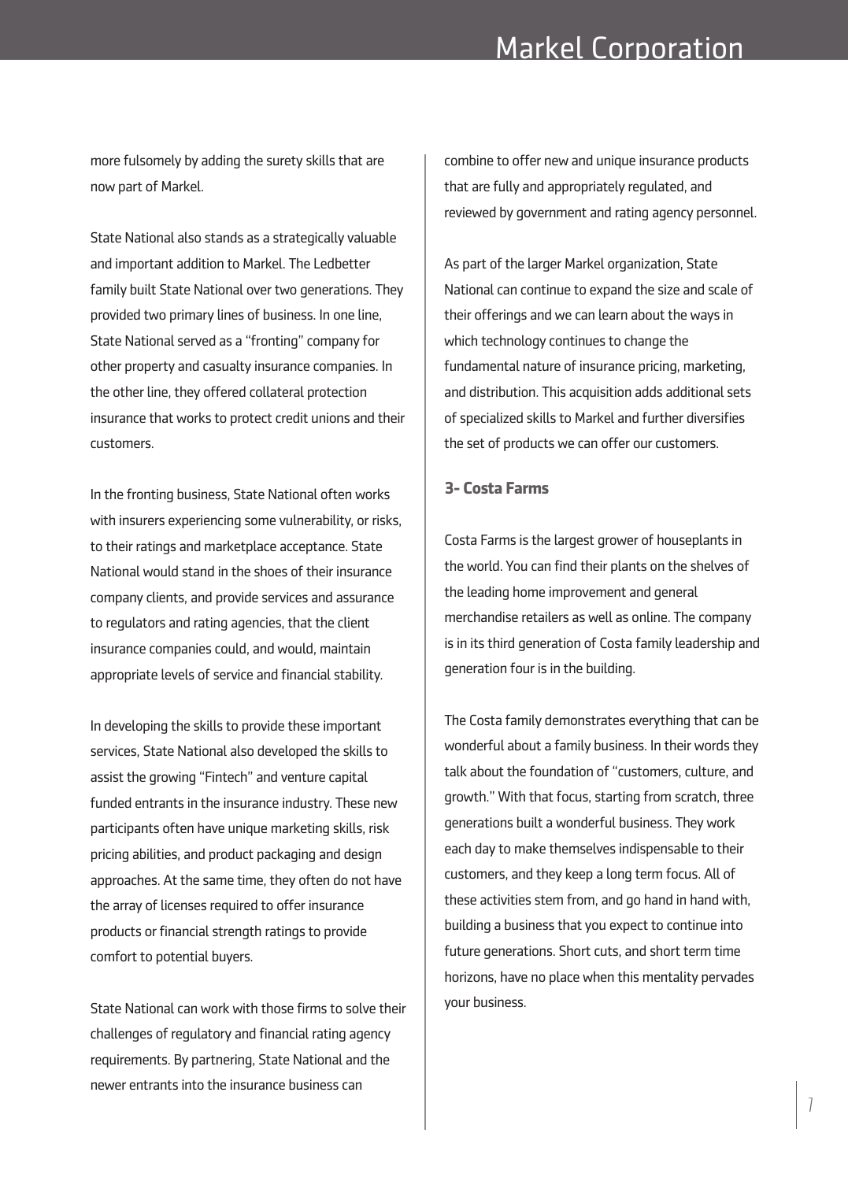more fulsomely by adding the surety skills that are now part of Markel.

State National also stands as a strategically valuable and important addition to Markel. The Ledbetter family built State National over two generations. They provided two primary lines of business. In one line, State National served as a "fronting" company for other property and casualty insurance companies. In the other line, they offered collateral protection insurance that works to protect credit unions and their customers.

In the fronting business, State National often works with insurers experiencing some vulnerability, or risks, to their ratings and marketplace acceptance. State National would stand in the shoes of their insurance company clients, and provide services and assurance to regulators and rating agencies, that the client insurance companies could, and would, maintain appropriate levels of service and financial stability.

In developing the skills to provide these important services, State National also developed the skills to assist the growing "Fintech" and venture capital funded entrants in the insurance industry. These new participants often have unique marketing skills, risk pricing abilities, and product packaging and design approaches. At the same time, they often do not have the array of licenses required to offer insurance products or financial strength ratings to provide comfort to potential buyers.

State National can work with those firms to solve their challenges of regulatory and financial rating agency requirements. By partnering, State National and the newer entrants into the insurance business can combine to offer new and unique insurance products that are fully and appropriately regulated, and reviewed by government and rating agency personnel.

As part of the larger Markel organization, State National can continue to expand the size and scale of their offerings and we can learn about the ways in which technology continues to change the fundamental nature of insurance pricing, marketing, and distribution. This acquisition adds additional sets of specialized skills to Markel and further diversifies the set of products we can offer our customers.

### 3- Costa Farms

Costa Farms is the largest grower of houseplants in the world. You can find their plants on the shelves of the leading home improvement and general merchandise retailers as well as online. The company is in its third generation of Costa family leadership and generation four is in the building.

The Costa family demonstrates everything that can be wonderful about a family business. In their words they talk about the foundation of "customers, culture, and growth." With that focus, starting from scratch, three generations built a wonderful business. They work each day to make themselves indispensable to their customers, and they keep a long term focus. All of these activities stem from, and go hand in hand with, building a business that you expect to continue into future generations. Short cuts, and short term time horizons, have no place when this mentality pervades your business.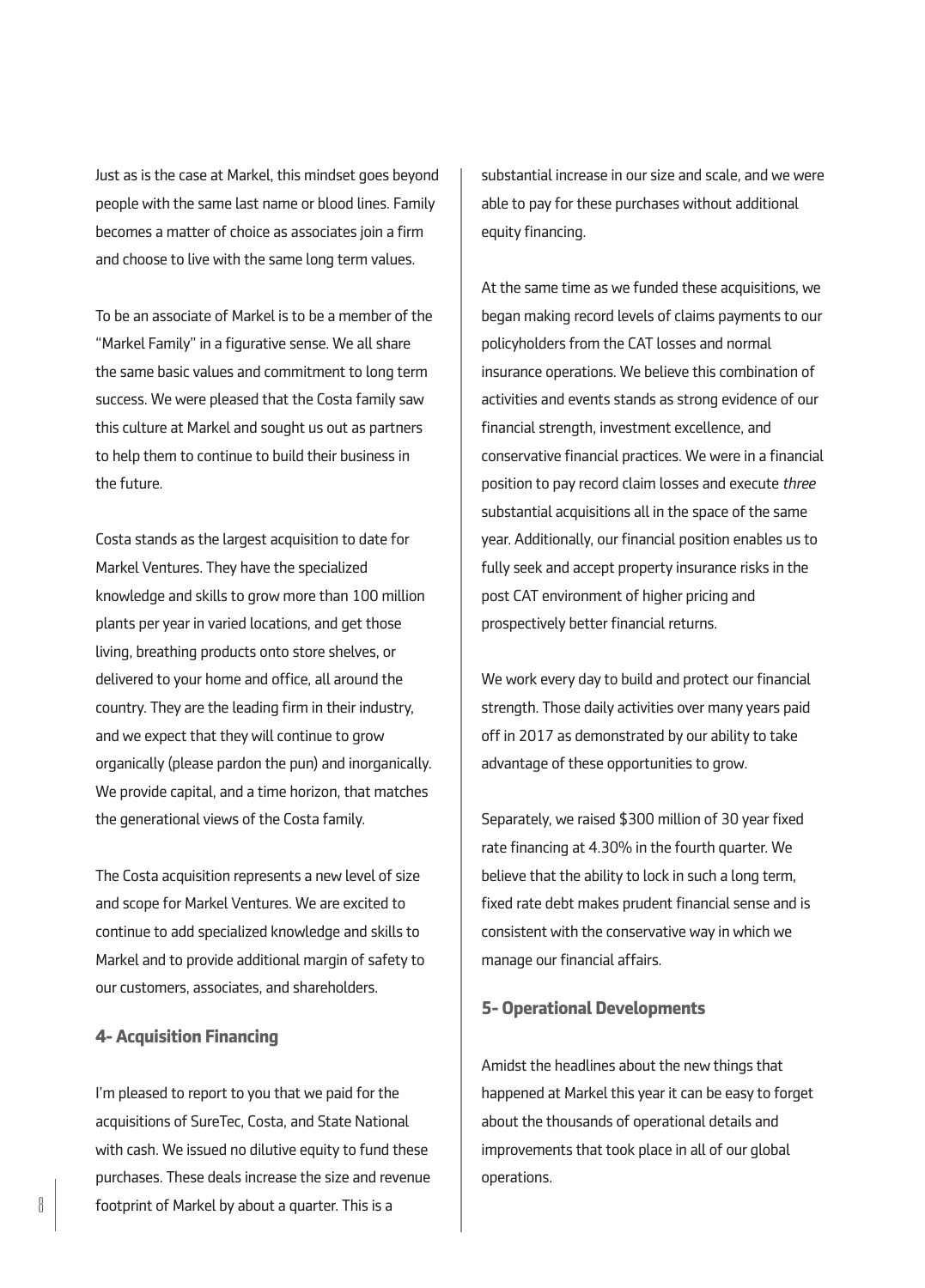Just as is the case at Markel, this mindset goes beyond people with the same last name or blood lines. Family becomes a matter of choice as associates join a firm and choose to live with the same long term values.

To be an associate of Markel is to be a member of the "Markel Family" in a figurative sense. We all share the same basic values and commitment to long term success. We were pleased that the Costa family saw this culture at Markel and sought us out as partners to help them to continue to build their business in the future.

Costa stands as the largest acquisition to date for Markel Ventures. They have the specialized knowledge and skills to grow more than 100 million plants per year in varied locations, and get those living, breathing products onto store shelves, or delivered to your home and office, all around the country. They are the leading firm in their industry, and we expect that they will continue to grow organically (please pardon the pun) and inorganically. We provide capital, and a time horizon, that matches the generational views of the Costa family.

The Costa acquisition represents a new level of size and scope for Markel Ventures. We are excited to continue to add specialized knowledge and skills to Markel and to provide additional margin of safety to our customers, associates, and shareholders.

### 4- Acquisition Financing

I'm pleased to report to you that we paid for the acquisitions of SureTec, Costa, and State National with cash. We issued no dilutive equity to fund these purchases. These deals increase the size and revenue footprint of Markel by about a quarter. This is a substantial increase in our size and scale, and we were able to pay for these purchases without additional equity financing.

At the same time as we funded these acquisitions, we began making record levels of claims payments to our policyholders from the CAT losses and normal insurance operations. We believe this combination of activities and events stands as strong evidence of our financial strength, investment excellence, and conservative financial practices. We were in a financial position to pay record claim losses and execute *three* substantial acquisitions all in the space of the same year. Additionally, our financial position enables us to fully seek and accept property insurance risks in the post CAT environment of higher pricing and prospectively better financial returns.

We work every day to build and protect our financial strength. Those daily activities over many years paid off in 2017 as demonstrated by our ability to take advantage of these opportunities to grow.

Separately, we raised $300 million of 30 year fixed rate financing at 4.30% in the fourth quarter. We believe that the ability to lock in such a long term, fixed rate debt makes prudent financial sense and is consistent with the conservative way in which we manage our financial affairs.

### 5- Operational Developments

Amidst the headlines about the new things that happened at Markel this year it can be easy to forget about the thousands of operational details and improvements that took place in all of our global operations.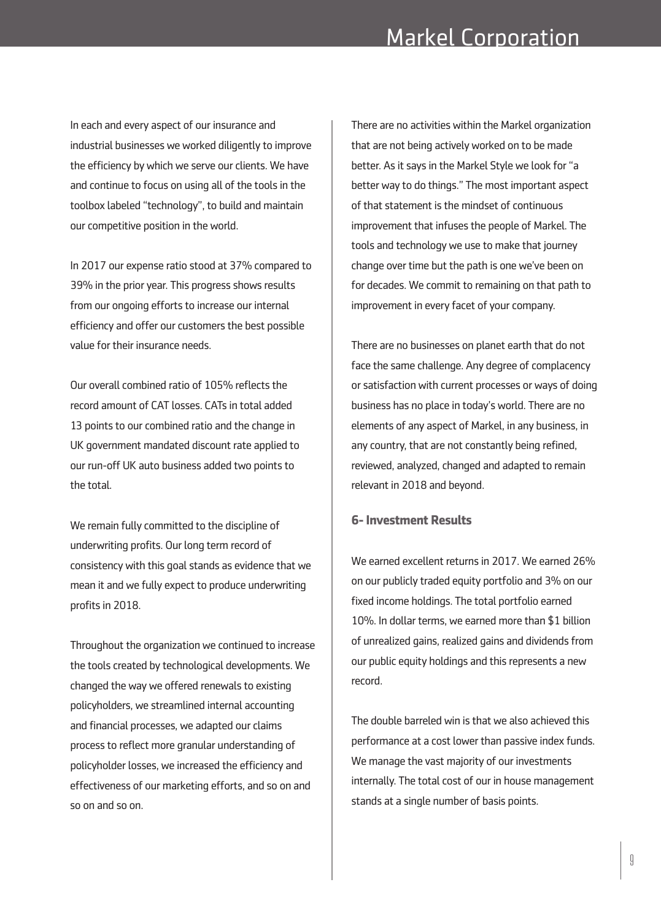In each and every aspect of our insurance and industrial businesses we worked diligently to improve the efficiency by which we serve our clients. We have and continue to focus on using all of the tools in the toolbox labeled "technology", to build and maintain our competitive position in the world.

In 2017 our expense ratio stood at 37% compared to 39% in the prior year. This progress shows results from our ongoing efforts to increase our internal efficiency and offer our customers the best possible value for their insurance needs.

Our overall combined ratio of 105% reflects the record amount of CAT losses. CATs in total added 13 points to our combined ratio and the change in UK government mandated discount rate applied to our run-off UK auto business added two points to the total.

We remain fully committed to the discipline of underwriting profits. Our long term record of consistency with this goal stands as evidence that we mean it and we fully expect to produce underwriting profits in 2018.

Throughout the organization we continued to increase the tools created by technological developments. We changed the way we offered renewals to existing policyholders, we streamlined internal accounting and financial processes, we adapted our claims process to reflect more granular understanding of policyholder losses, we increased the efficiency and effectiveness of our marketing efforts, and so on and so on and so on.

There are no activities within the Markel organization that are not being actively worked on to be made better. As it says in the Markel Style we look for "a better way to do things." The most important aspect of that statement is the mindset of continuous improvement that infuses the people of Markel. The tools and technology we use to make that journey change over time but the path is one we've been on for decades. We commit to remaining on that path to improvement in every facet of your company.

There are no businesses on planet earth that do not face the same challenge. Any degree of complacency or satisfaction with current processes or ways of doing business has no place in today's world. There are no elements of any aspect of Markel, in any business, in any country, that are not constantly being refined, reviewed, analyzed, changed and adapted to remain relevant in 2018 and beyond.

### 6- Investment Results

We earned excellent returns in 2017. We earned 26% on our publicly traded equity portfolio and 3% on our fixed income holdings. The total portfolio earned 10%. In dollar terms, we earned more than $1 billion of unrealized gains, realized gains and dividends from our public equity holdings and this represents a new record.

The double barreled win is that we also achieved this performance at a cost lower than passive index funds. We manage the vast majority of our investments internally. The total cost of our in house management stands at a single number of basis points.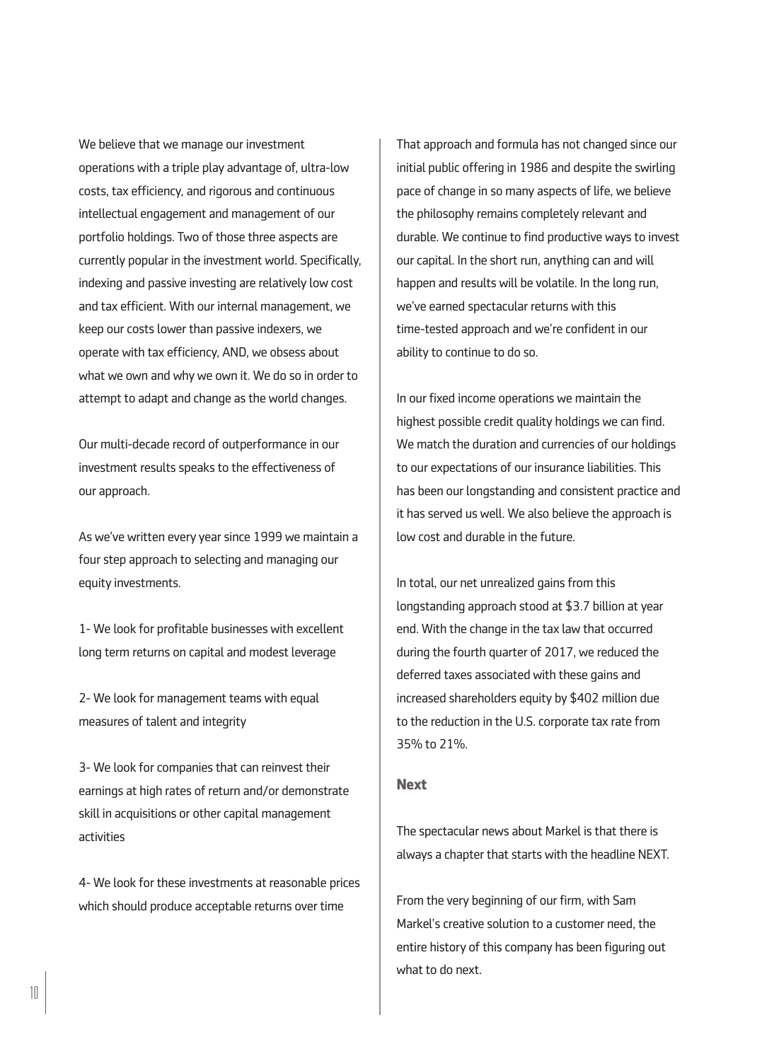We believe that we manage our investment operations with a triple play advantage of, ultra-low costs, tax efficiency, and rigorous and continuous intellectual engagement and management of our portfolio holdings. Two of those three aspects are currently popular in the investment world. Specifically, indexing and passive investing are relatively low cost and tax efficient. With our internal management, we keep our costs lower than passive indexers, we operate with tax efficiency, AND, we obsess about what we own and why we own it. We do so in order to attempt to adapt and change as the world changes.

Our multi-decade record of outperformance in our investment results speaks to the effectiveness of our approach.

As we've written every year since 1999 we maintain a four step approach to selecting and managing our equity investments.

1- We look for profitable businesses with excellent long term returns on capital and modest leverage

2- We look for management teams with equal measures of talent and integrity

3- We look for companies that can reinvest their earnings at high rates of return and/or demonstrate skill in acquisitions or other capital management activities

4- We look for these investments at reasonable prices which should produce acceptable returns over time

That approach and formula has not changed since our initial public offering in 1986 and despite the swirling pace of change in so many aspects of life, we believe the philosophy remains completely relevant and durable. We continue to find productive ways to invest our capital. In the short run, anything can and will happen and results will be volatile. In the long run, we've earned spectacular returns with this time-tested approach and we're confident in our ability to continue to do so.

In our fixed income operations we maintain the highest possible credit quality holdings we can find. We match the duration and currencies of our holdings to our expectations of our insurance liabilities. This has been our longstanding and consistent practice and it has served us well. We also believe the approach is low cost and durable in the future.

In total, our net unrealized gains from this longstanding approach stood at $3.7 billion at year end. With the change in the tax law that occurred during the fourth quarter of 2017, we reduced the deferred taxes associated with these gains and increased shareholders equity by $402 million due to the reduction in the U.S. corporate tax rate from 35% to 21%.

## Next

The spectacular news about Markel is that there is always a chapter that starts with the headline NEXT.

From the very beginning of our firm, with Sam Markel's creative solution to a customer need, the entire history of this company has been figuring out what to do next.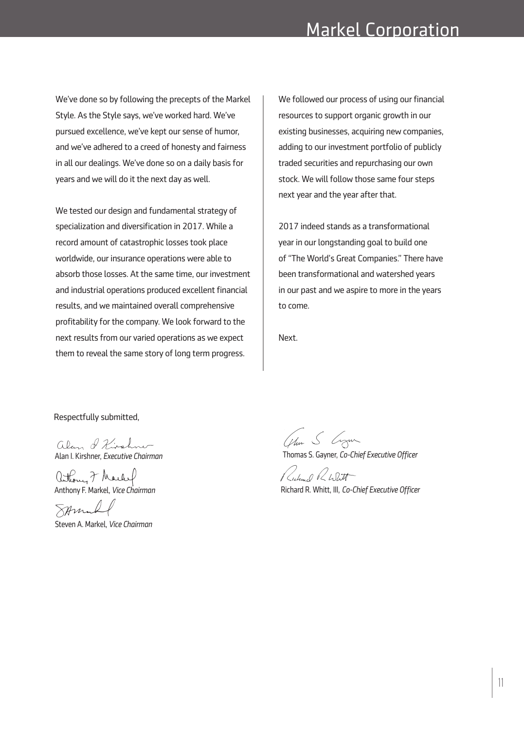We've done so by following the precepts of the Markel Style. As the Style says, we've worked hard. We've pursued excellence, we've kept our sense of humor, and we've adhered to a creed of honesty and fairness in all our dealings. We've done so on a daily basis for years and we will do it the next day as well.

We tested our design and fundamental strategy of specialization and diversification in 2017. While a record amount of catastrophic losses took place worldwide, our insurance operations were able to absorb those losses. At the same time, our investment and industrial operations produced excellent financial results, and we maintained overall comprehensive profitability for the company. We look forward to the next results from our varied operations as we expect them to reveal the same story of long term progress.

We followed our process of using our financial resources to support organic growth in our existing businesses, acquiring new companies, adding to our investment portfolio of publicly traded securities and repurchasing our own stock. We will follow those same four steps next year and the year after that.

2017 indeed stands as a transformational year in our longstanding goal to build one of "The World's Great Companies." There have been transformational and watershed years in our past and we aspire to more in the years to come.

Next.

Respectfully submitted,

Alan I. Kirshner, *Executive Chairman*

Anthony F. Markel, *Vice Chairman*

Steven A. Markel, *Vice Chairman*

Thomas S. Gayner, *Co-Chief Executive Officer*

Richard R. Whitt, III, *Co-Chief Executive Officer*